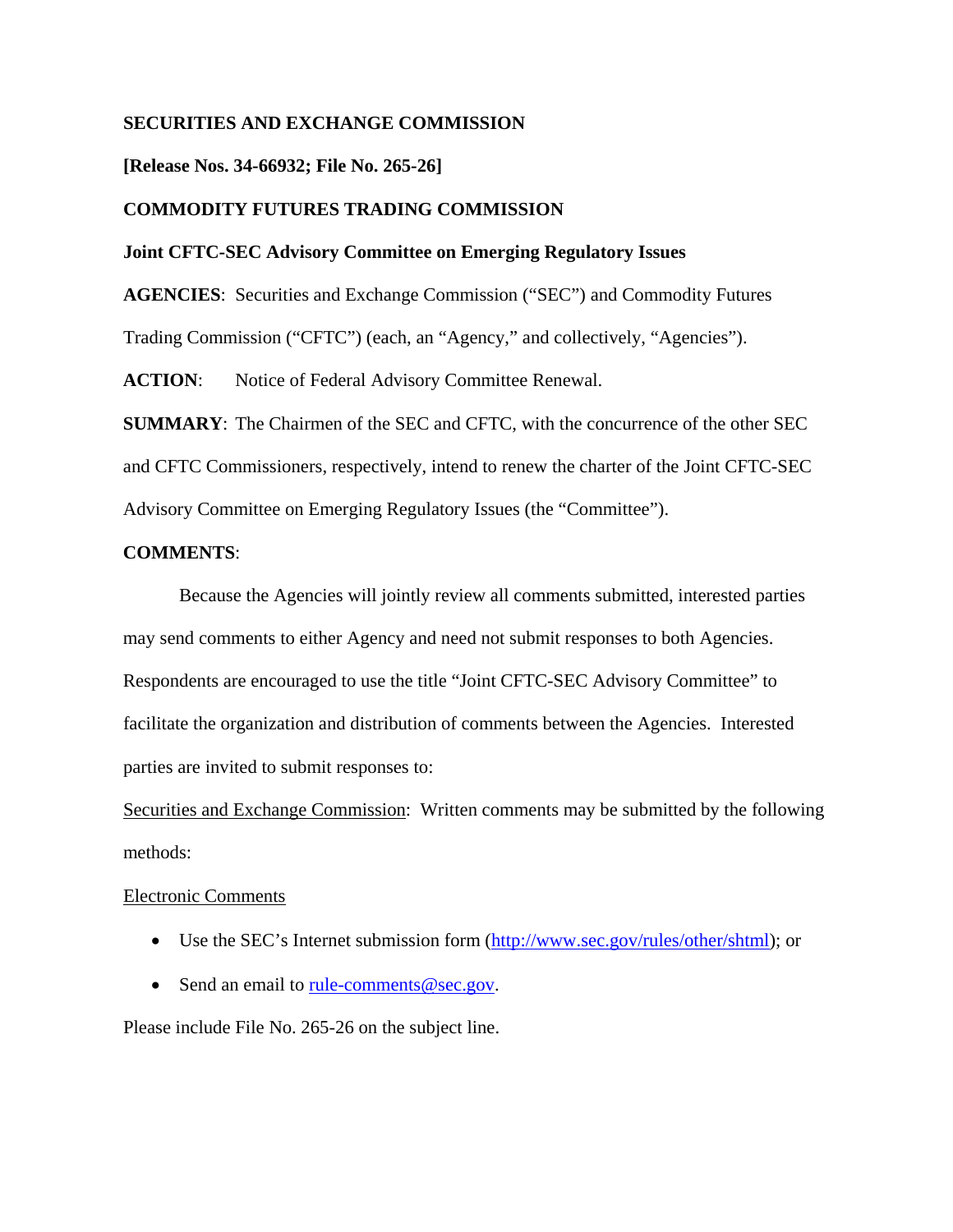**SECURITIES AND EXCHANGE COMMISSION**

**[Release Nos. 34-66932; File No. 265-26]**

**COMMODITY FUTURES TRADING COMMISSION**

**Joint CFTC-SEC Advisory Committee on Emerging Regulatory Issues**

**AGENCIES**: Securities and Exchange Commission ("SEC") and Commodity Futures Trading Commission ("CFTC") (each, an "Agency," and collectively, "Agencies").

**ACTION**: Notice of Federal Advisory Committee Renewal.

**SUMMARY**: The Chairmen of the SEC and CFTC, with the concurrence of the other SEC and CFTC Commissioners, respectively, intend to renew the charter of the Joint CFTC-SEC Advisory Committee on Emerging Regulatory Issues (the "Committee").

**COMMENTS**:

Because the Agencies will jointly review all comments submitted, interested parties may send comments to either Agency and need not submit responses to both Agencies. Respondents are encouraged to use the title "Joint CFTC-SEC Advisory Committee" to facilitate the organization and distribution of comments between the Agencies. Interested parties are invited to submit responses to:

Securities and Exchange Commission: Written comments may be submitted by the following methods:

Electronic Comments

- Use the SEC's Internet submission form (http://www.sec.gov/rules/other/shtml); or
- Send an email to rule-comments@sec.gov.

Please include File No. 265-26 on the subject line.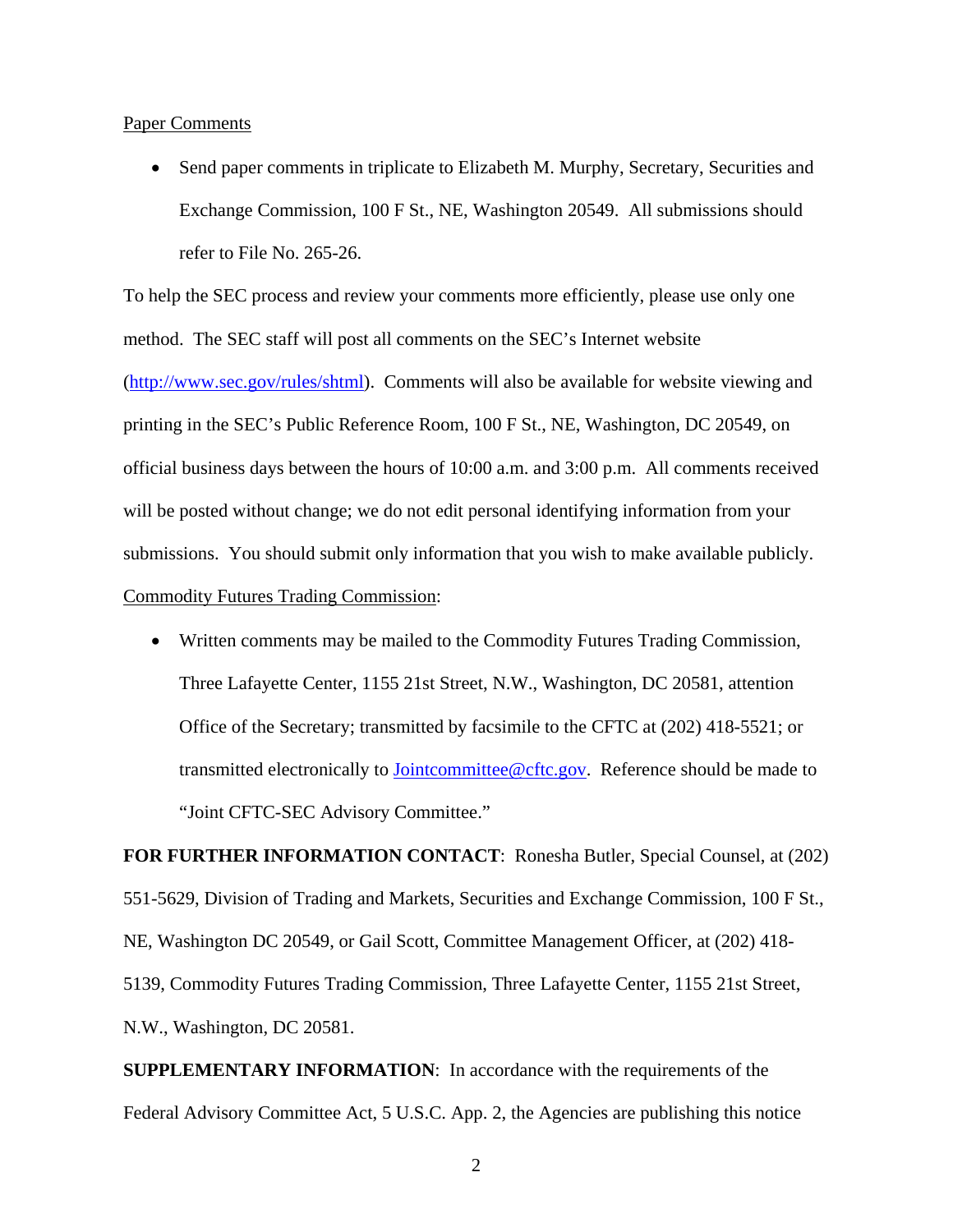Paper Comments

- Send paper comments in triplicate to Elizabeth M. Murphy, Secretary, Securities and Exchange Commission, 100 F St., NE, Washington 20549. All submissions should refer to File No. 265-26.

To help the SEC process and review your comments more efficiently, please use only one method. The SEC staff will post all comments on the SEC's Internet website (http://www.sec.gov/rules/shtml). Comments will also be available for website viewing and printing in the SEC's Public Reference Room, 100 F St., NE, Washington, DC 20549, on official business days between the hours of 10:00 a.m. and 3:00 p.m. All comments received will be posted without change; we do not edit personal identifying information from your submissions. You should submit only information that you wish to make available publicly.

Commodity Futures Trading Commission:

- Written comments may be mailed to the Commodity Futures Trading Commission, Three Lafayette Center, 1155 21st Street, N.W., Washington, DC 20581, attention Office of the Secretary; transmitted by facsimile to the CFTC at (202) 418-5521; or transmitted electronically to Jointcommittee@cftc.gov. Reference should be made to "Joint CFTC-SEC Advisory Committee."

**FOR FURTHER INFORMATION CONTACT**: Ronesha Butler, Special Counsel, at (202) 551-5629, Division of Trading and Markets, Securities and Exchange Commission, 100 F St., NE, Washington DC 20549, or Gail Scott, Committee Management Officer, at (202) 418-5139, Commodity Futures Trading Commission, Three Lafayette Center, 1155 21st Street, N.W., Washington, DC 20581.

**SUPPLEMENTARY INFORMATION**: In accordance with the requirements of the Federal Advisory Committee Act, 5 U.S.C. App. 2, the Agencies are publishing this notice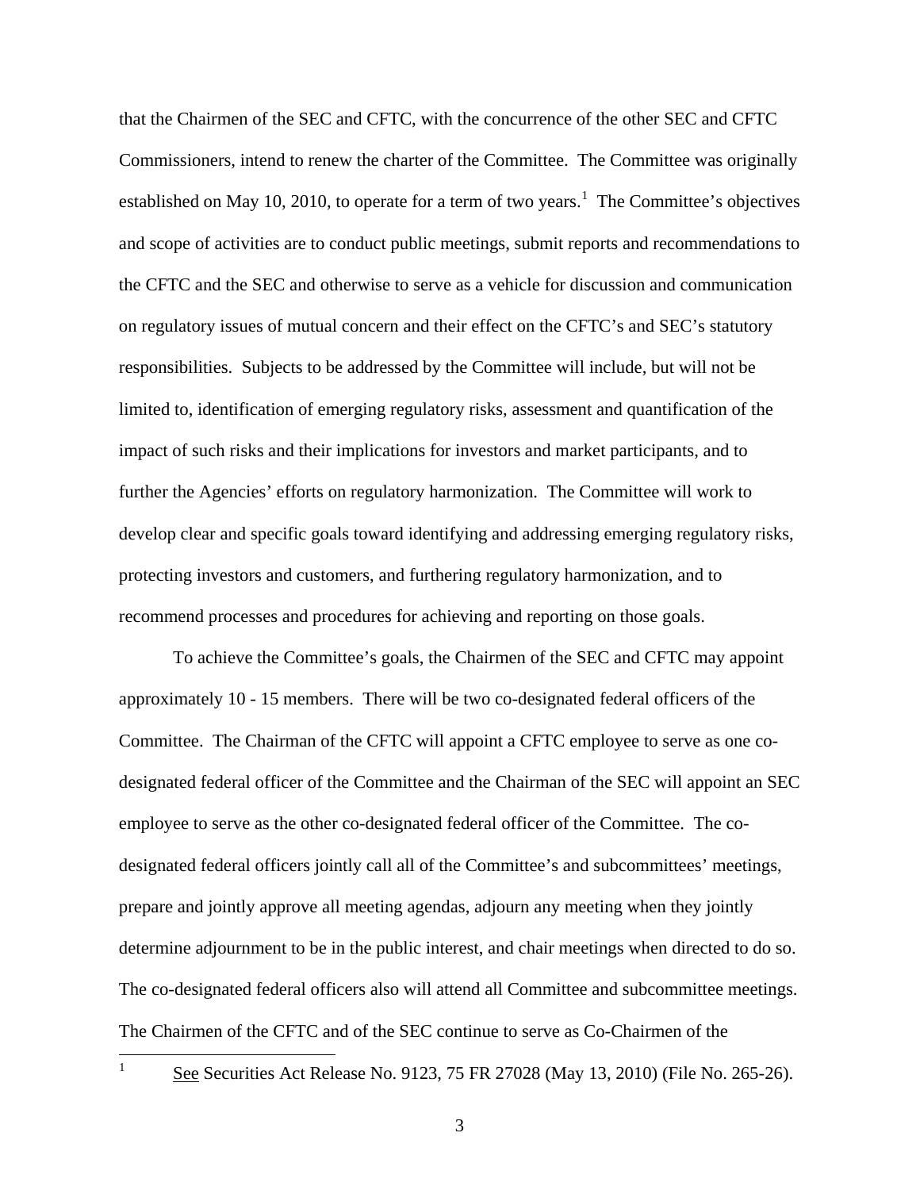that the Chairmen of the SEC and CFTC, with the concurrence of the other SEC and CFTC Commissioners, intend to renew the charter of the Committee. The Committee was originally established on May 10, 2010, to operate for a term of two years.[1] The Committee's objectives and scope of activities are to conduct public meetings, submit reports and recommendations to the CFTC and the SEC and otherwise to serve as a vehicle for discussion and communication on regulatory issues of mutual concern and their effect on the CFTC's and SEC's statutory responsibilities. Subjects to be addressed by the Committee will include, but will not be limited to, identification of emerging regulatory risks, assessment and quantification of the impact of such risks and their implications for investors and market participants, and to further the Agencies' efforts on regulatory harmonization. The Committee will work to develop clear and specific goals toward identifying and addressing emerging regulatory risks, protecting investors and customers, and furthering regulatory harmonization, and to recommend processes and procedures for achieving and reporting on those goals.

To achieve the Committee's goals, the Chairmen of the SEC and CFTC may appoint approximately 10 - 15 members. There will be two co-designated federal officers of the Committee. The Chairman of the CFTC will appoint a CFTC employee to serve as one co-designated federal officer of the Committee and the Chairman of the SEC will appoint an SEC employee to serve as the other co-designated federal officer of the Committee. The co-designated federal officers jointly call all of the Committee's and subcommittees' meetings, prepare and jointly approve all meeting agendas, adjourn any meeting when they jointly determine adjournment to be in the public interest, and chair meetings when directed to do so. The co-designated federal officers also will attend all Committee and subcommittee meetings. The Chairmen of the CFTC and of the SEC continue to serve as Co-Chairmen of the

[1] See Securities Act Release No. 9123, 75 FR 27028 (May 13, 2010) (File No. 265-26).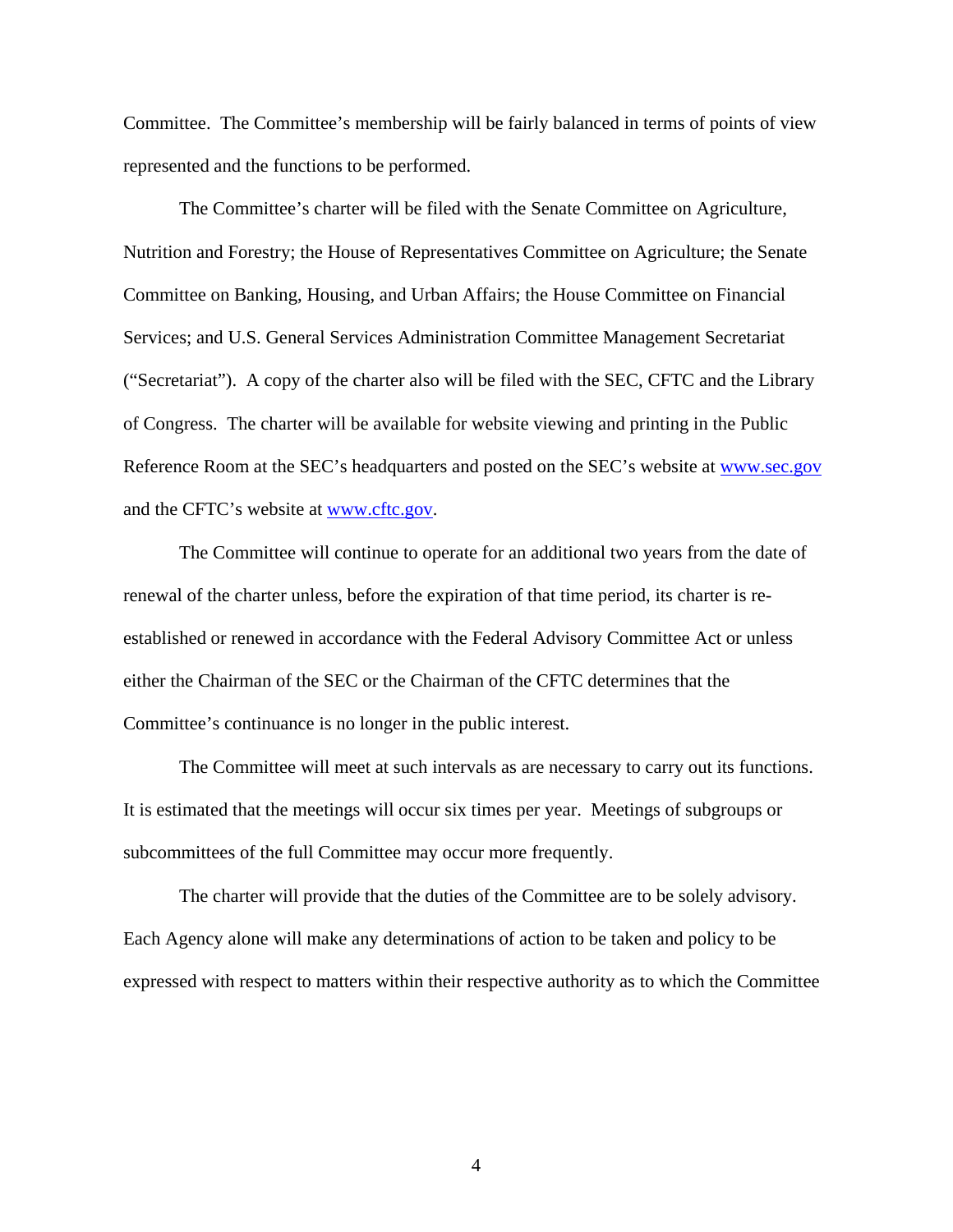Committee. The Committee's membership will be fairly balanced in terms of points of view represented and the functions to be performed.

The Committee's charter will be filed with the Senate Committee on Agriculture, Nutrition and Forestry; the House of Representatives Committee on Agriculture; the Senate Committee on Banking, Housing, and Urban Affairs; the House Committee on Financial Services; and U.S. General Services Administration Committee Management Secretariat ("Secretariat"). A copy of the charter also will be filed with the SEC, CFTC and the Library of Congress. The charter will be available for website viewing and printing in the Public Reference Room at the SEC's headquarters and posted on the SEC's website at www.sec.gov and the CFTC's website at www.cftc.gov.

The Committee will continue to operate for an additional two years from the date of renewal of the charter unless, before the expiration of that time period, its charter is re-established or renewed in accordance with the Federal Advisory Committee Act or unless either the Chairman of the SEC or the Chairman of the CFTC determines that the Committee's continuance is no longer in the public interest.

The Committee will meet at such intervals as are necessary to carry out its functions. It is estimated that the meetings will occur six times per year. Meetings of subgroups or subcommittees of the full Committee may occur more frequently.

The charter will provide that the duties of the Committee are to be solely advisory. Each Agency alone will make any determinations of action to be taken and policy to be expressed with respect to matters within their respective authority as to which the Committee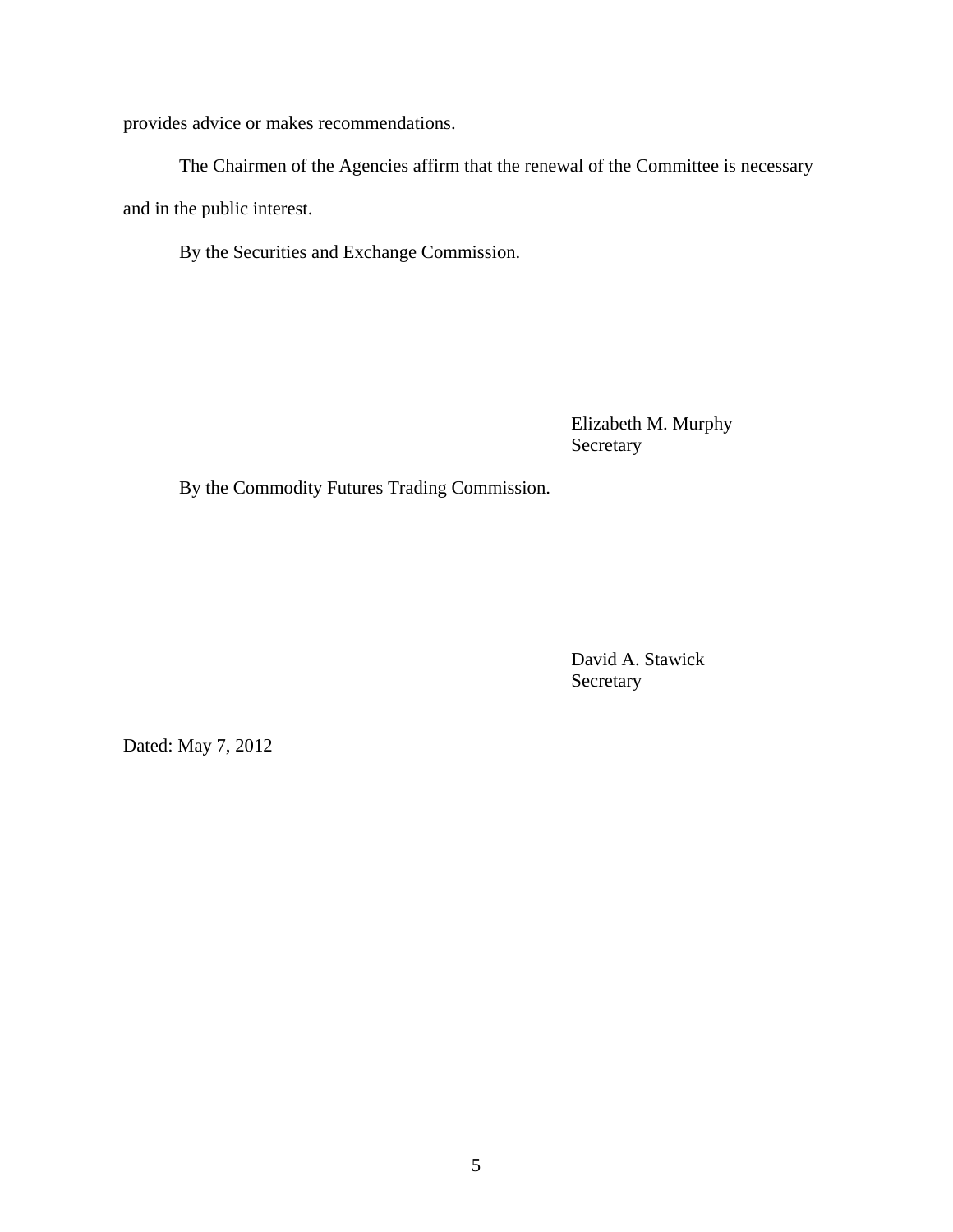provides advice or makes recommendations.

The Chairmen of the Agencies affirm that the renewal of the Committee is necessary and in the public interest.

By the Securities and Exchange Commission.

Elizabeth M. Murphy
Secretary

By the Commodity Futures Trading Commission.

David A. Stawick
Secretary

Dated: May 7, 2012